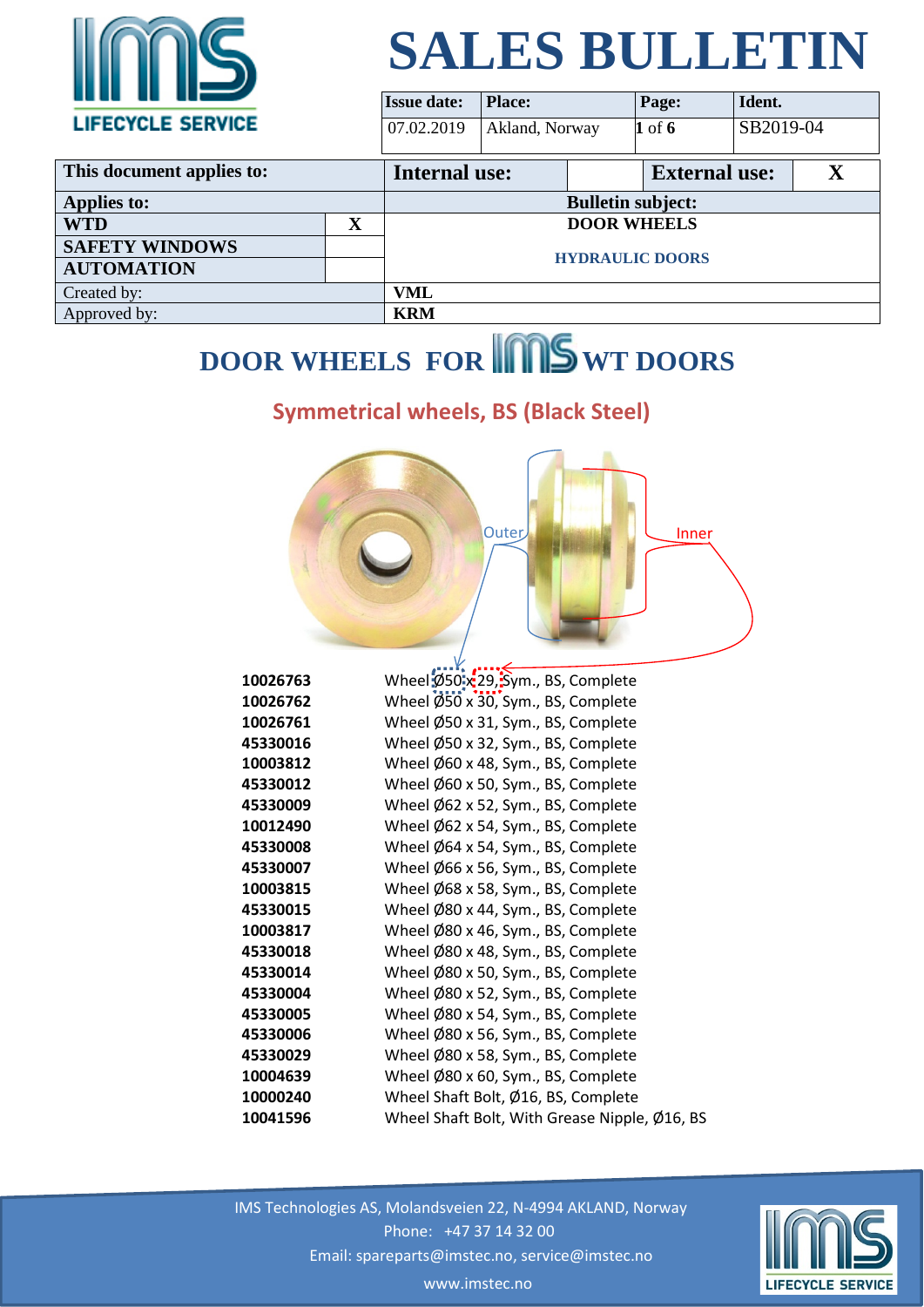# SALES BULLETIN

| Issue date: | Place: | Page: | Ident. |
|---|---|---|---|
| 07.02.2019 | Akland, Norway | 1 of 6 | SB2019-04 |

| This document applies to: | | Internal use: | | External use: | X |
|---|---|---|---|---|---|
| **Applies to:** | | **Bulletin subject:** | | | |
| **WTD** | X | **DOOR WHEELS** | | | |
| **SAFETY WINDOWS** | | **HYDRAULIC DOORS** | | | |
| **AUTOMATION** | | | | | |
| Created by: | | **VML** | | | |
| Approved by: | | **KRM** | | | |

## DOOR WHEELS FOR IMS WT DOORS

### Symmetrical wheels, BS (Black Steel)

Outer

Inner

| | |
|---|---|
| **10026763** | Wheel Ø50 x 29, Sym., BS, Complete |
| **10026762** | Wheel Ø50 x 30, Sym., BS, Complete |
| **10026761** | Wheel Ø50 x 31, Sym., BS, Complete |
| **45330016** | Wheel Ø50 x 32, Sym., BS, Complete |
| **10003812** | Wheel Ø60 x 48, Sym., BS, Complete |
| **45330012** | Wheel Ø60 x 50, Sym., BS, Complete |
| **45330009** | Wheel Ø62 x 52, Sym., BS, Complete |
| **10012490** | Wheel Ø62 x 54, Sym., BS, Complete |
| **45330008** | Wheel Ø64 x 54, Sym., BS, Complete |
| **45330007** | Wheel Ø66 x 56, Sym., BS, Complete |
| **10003815** | Wheel Ø68 x 58, Sym., BS, Complete |
| **45330015** | Wheel Ø80 x 44, Sym., BS, Complete |
| **10003817** | Wheel Ø80 x 46, Sym., BS, Complete |
| **45330018** | Wheel Ø80 x 48, Sym., BS, Complete |
| **45330014** | Wheel Ø80 x 50, Sym., BS, Complete |
| **45330004** | Wheel Ø80 x 52, Sym., BS, Complete |
| **45330005** | Wheel Ø80 x 54, Sym., BS, Complete |
| **45330006** | Wheel Ø80 x 56, Sym., BS, Complete |
| **45330029** | Wheel Ø80 x 58, Sym., BS, Complete |
| **10004639** | Wheel Ø80 x 60, Sym., BS, Complete |
| **10000240** | Wheel Shaft Bolt, Ø16, BS, Complete |
| **10041596** | Wheel Shaft Bolt, With Grease Nipple, Ø16, BS |

IMS Technologies AS, Molandsveien 22, N-4994 AKLAND, Norway
Phone: +47 37 14 32 00
Email: spareparts@imstec.no, service@imstec.no
www.imstec.no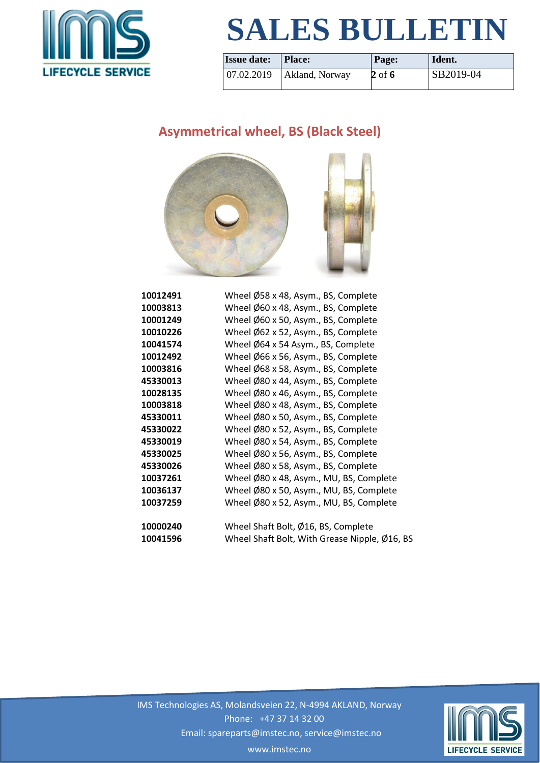# SALES BULLETIN

| Issue date: | Place: | Page: | Ident. |
|---|---|---|---|
| 07.02.2019 | Akland, Norway | 2 of 6 | SB2019-04 |

## Asymmetrical wheel, BS (Black Steel)

| | |
|---|---|
| **10012491** | Wheel Ø58 x 48, Asym., BS, Complete |
| **10003813** | Wheel Ø60 x 48, Asym., BS, Complete |
| **10001249** | Wheel Ø60 x 50, Asym., BS, Complete |
| **10010226** | Wheel Ø62 x 52, Asym., BS, Complete |
| **10041574** | Wheel Ø64 x 54 Asym., BS, Complete |
| **10012492** | Wheel Ø66 x 56, Asym., BS, Complete |
| **10003816** | Wheel Ø68 x 58, Asym., BS, Complete |
| **45330013** | Wheel Ø80 x 44, Asym., BS, Complete |
| **10028135** | Wheel Ø80 x 46, Asym., BS, Complete |
| **10003818** | Wheel Ø80 x 48, Asym., BS, Complete |
| **45330011** | Wheel Ø80 x 50, Asym., BS, Complete |
| **45330022** | Wheel Ø80 x 52, Asym., BS, Complete |
| **45330019** | Wheel Ø80 x 54, Asym., BS, Complete |
| **45330025** | Wheel Ø80 x 56, Asym., BS, Complete |
| **45330026** | Wheel Ø80 x 58, Asym., BS, Complete |
| **10037261** | Wheel Ø80 x 48, Asym., MU, BS, Complete |
| **10036137** | Wheel Ø80 x 50, Asym., MU, BS, Complete |
| **10037259** | Wheel Ø80 x 52, Asym., MU, BS, Complete |
| | |
| **10000240** | Wheel Shaft Bolt, Ø16, BS, Complete |
| **10041596** | Wheel Shaft Bolt, With Grease Nipple, Ø16, BS |

IMS Technologies AS, Molandsveien 22, N-4994 AKLAND, Norway
Phone: +47 37 14 32 00
Email: spareparts@imstec.no, service@imstec.no
www.imstec.no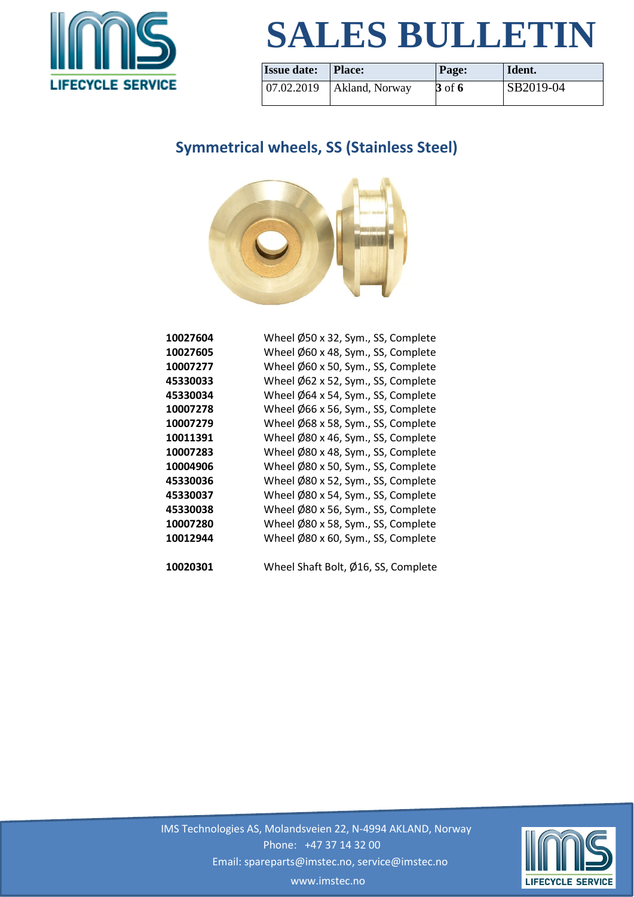# SALES BULLETIN

| Issue date: | Place: | Page: | Ident. |
|---|---|---|---|
| 07.02.2019 | Akland, Norway | 3 of 6 | SB2019-04 |

## Symmetrical wheels, SS (Stainless Steel)

| | |
|---|---|
| **10027604** | Wheel Ø50 x 32, Sym., SS, Complete |
| **10027605** | Wheel Ø60 x 48, Sym., SS, Complete |
| **10007277** | Wheel Ø60 x 50, Sym., SS, Complete |
| **45330033** | Wheel Ø62 x 52, Sym., SS, Complete |
| **45330034** | Wheel Ø64 x 54, Sym., SS, Complete |
| **10007278** | Wheel Ø66 x 56, Sym., SS, Complete |
| **10007279** | Wheel Ø68 x 58, Sym., SS, Complete |
| **10011391** | Wheel Ø80 x 46, Sym., SS, Complete |
| **10007283** | Wheel Ø80 x 48, Sym., SS, Complete |
| **10004906** | Wheel Ø80 x 50, Sym., SS, Complete |
| **45330036** | Wheel Ø80 x 52, Sym., SS, Complete |
| **45330037** | Wheel Ø80 x 54, Sym., SS, Complete |
| **45330038** | Wheel Ø80 x 56, Sym., SS, Complete |
| **10007280** | Wheel Ø80 x 58, Sym., SS, Complete |
| **10012944** | Wheel Ø80 x 60, Sym., SS, Complete |
| | |
| **10020301** | Wheel Shaft Bolt, Ø16, SS, Complete |

IMS Technologies AS, Molandsveien 22, N-4994 AKLAND, Norway
Phone: +47 37 14 32 00
Email: spareparts@imstec.no, service@imstec.no
www.imstec.no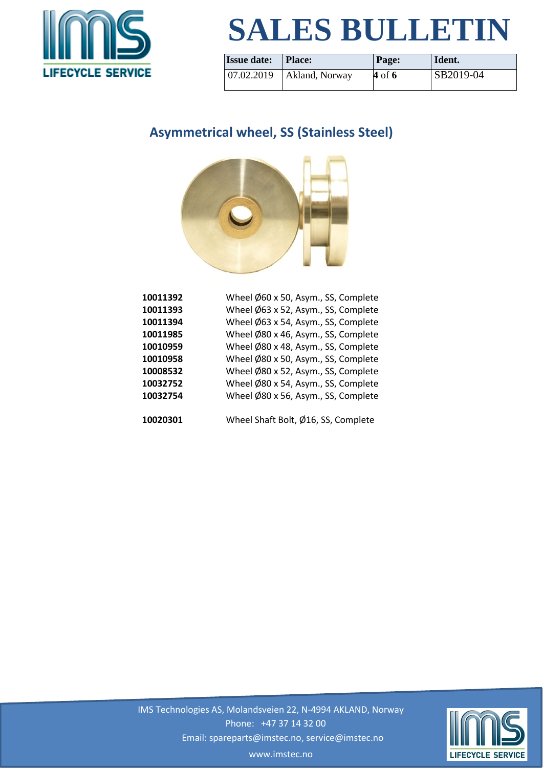# SALES BULLETIN

| Issue date: | Place: | Page: | Ident. |
| --- | --- | --- | --- |
| 07.02.2019 | Akland, Norway | 4 of 6 | SB2019-04 |

## Asymmetrical wheel, SS (Stainless Steel)

| | |
| --- | --- |
| **10011392** | Wheel Ø60 x 50, Asym., SS, Complete |
| **10011393** | Wheel Ø63 x 52, Asym., SS, Complete |
| **10011394** | Wheel Ø63 x 54, Asym., SS, Complete |
| **10011985** | Wheel Ø80 x 46, Asym., SS, Complete |
| **10010959** | Wheel Ø80 x 48, Asym., SS, Complete |
| **10010958** | Wheel Ø80 x 50, Asym., SS, Complete |
| **10008532** | Wheel Ø80 x 52, Asym., SS, Complete |
| **10032752** | Wheel Ø80 x 54, Asym., SS, Complete |
| **10032754** | Wheel Ø80 x 56, Asym., SS, Complete |
| | |
| **10020301** | Wheel Shaft Bolt, Ø16, SS, Complete |

IMS Technologies AS, Molandsveien 22, N-4994 AKLAND, Norway
Phone: +47 37 14 32 00
Email: spareparts@imstec.no, service@imstec.no
www.imstec.no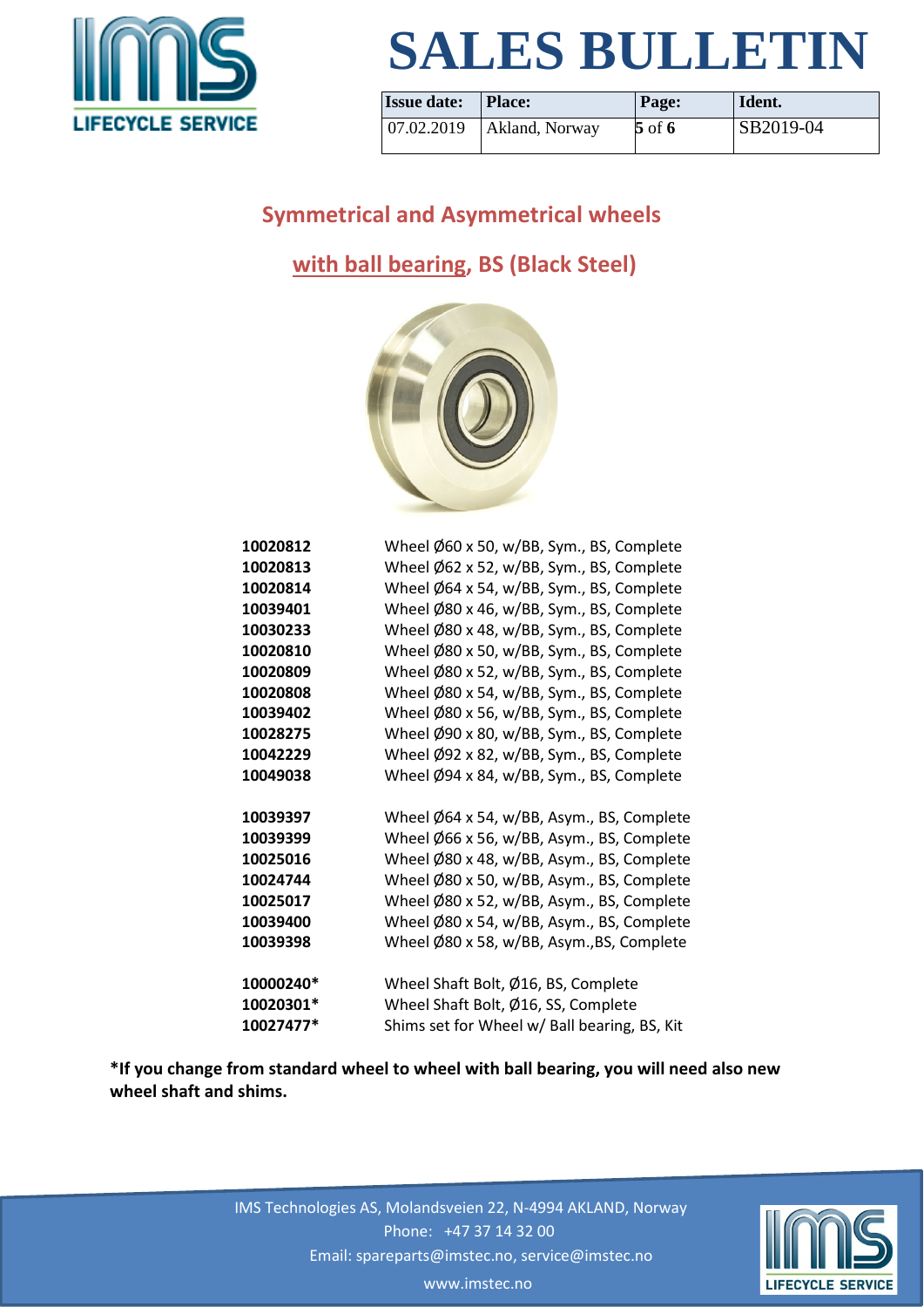# SALES BULLETIN

| Issue date: | Place: | Page: | Ident. |
|---|---|---|---|
| 07.02.2019 | Akland, Norway | 5 of 6 | SB2019-04 |

## Symmetrical and Asymmetrical wheels

## with ball bearing, BS (Black Steel)

| | |
|---|---|
| **10020812** | Wheel Ø60 x 50, w/BB, Sym., BS, Complete |
| **10020813** | Wheel Ø62 x 52, w/BB, Sym., BS, Complete |
| **10020814** | Wheel Ø64 x 54, w/BB, Sym., BS, Complete |
| **10039401** | Wheel Ø80 x 46, w/BB, Sym., BS, Complete |
| **10030233** | Wheel Ø80 x 48, w/BB, Sym., BS, Complete |
| **10020810** | Wheel Ø80 x 50, w/BB, Sym., BS, Complete |
| **10020809** | Wheel Ø80 x 52, w/BB, Sym., BS, Complete |
| **10020808** | Wheel Ø80 x 54, w/BB, Sym., BS, Complete |
| **10039402** | Wheel Ø80 x 56, w/BB, Sym., BS, Complete |
| **10028275** | Wheel Ø90 x 80, w/BB, Sym., BS, Complete |
| **10042229** | Wheel Ø92 x 82, w/BB, Sym., BS, Complete |
| **10049038** | Wheel Ø94 x 84, w/BB, Sym., BS, Complete |
| | |
| **10039397** | Wheel Ø64 x 54, w/BB, Asym., BS, Complete |
| **10039399** | Wheel Ø66 x 56, w/BB, Asym., BS, Complete |
| **10025016** | Wheel Ø80 x 48, w/BB, Asym., BS, Complete |
| **10024744** | Wheel Ø80 x 50, w/BB, Asym., BS, Complete |
| **10025017** | Wheel Ø80 x 52, w/BB, Asym., BS, Complete |
| **10039400** | Wheel Ø80 x 54, w/BB, Asym., BS, Complete |
| **10039398** | Wheel Ø80 x 58, w/BB, Asym.,BS, Complete |
| | |
| **10000240*** | Wheel Shaft Bolt, Ø16, BS, Complete |
| **10020301*** | Wheel Shaft Bolt, Ø16, SS, Complete |
| **10027477*** | Shims set for Wheel w/ Ball bearing, BS, Kit |

**\*If you change from standard wheel to wheel with ball bearing, you will need also new wheel shaft and shims.**

IMS Technologies AS, Molandsveien 22, N-4994 AKLAND, Norway
Phone: +47 37 14 32 00
Email: spareparts@imstec.no, service@imstec.no
www.imstec.no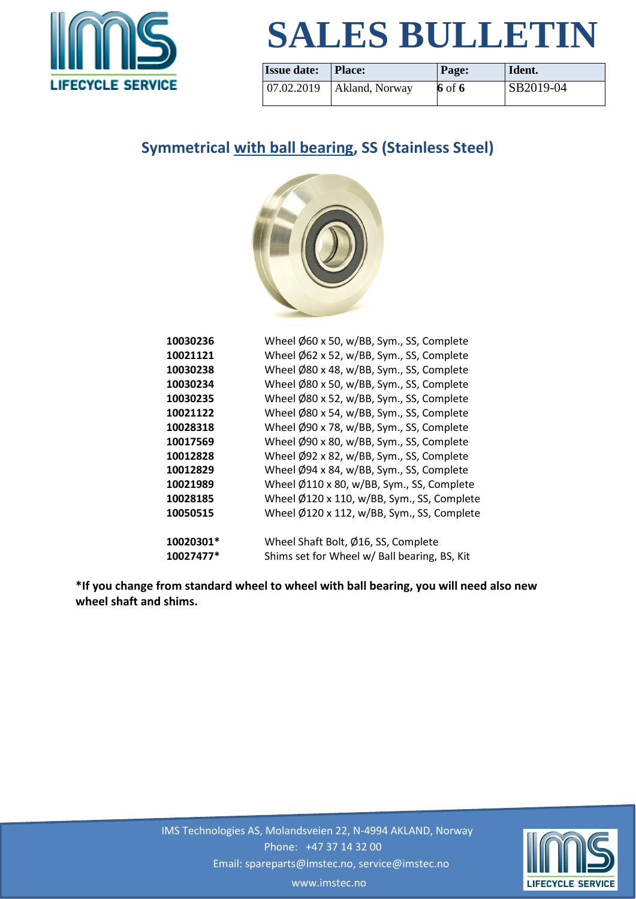# SALES BULLETIN

| Issue date: | Place: | Page: | Ident. |
|---|---|---|---|
| 07.02.2019 | Akland, Norway | 6 of 6 | SB2019-04 |

## Symmetrical with ball bearing, SS (Stainless Steel)

| | |
|---|---|
| **10030236** | Wheel Ø60 x 50, w/BB, Sym., SS, Complete |
| **10021121** | Wheel Ø62 x 52, w/BB, Sym., SS, Complete |
| **10030238** | Wheel Ø80 x 48, w/BB, Sym., SS, Complete |
| **10030234** | Wheel Ø80 x 50, w/BB, Sym., SS, Complete |
| **10030235** | Wheel Ø80 x 52, w/BB, Sym., SS, Complete |
| **10021122** | Wheel Ø80 x 54, w/BB, Sym., SS, Complete |
| **10028318** | Wheel Ø90 x 78, w/BB, Sym., SS, Complete |
| **10017569** | Wheel Ø90 x 80, w/BB, Sym., SS, Complete |
| **10012828** | Wheel Ø92 x 82, w/BB, Sym., SS, Complete |
| **10012829** | Wheel Ø94 x 84, w/BB, Sym., SS, Complete |
| **10021989** | Wheel Ø110 x 80, w/BB, Sym., SS, Complete |
| **10028185** | Wheel Ø120 x 110, w/BB, Sym., SS, Complete |
| **10050515** | Wheel Ø120 x 112, w/BB, Sym., SS, Complete |
| **10020301*** | Wheel Shaft Bolt, Ø16, SS, Complete |
| **10027477*** | Shims set for Wheel w/ Ball bearing, BS, Kit |

**\*If you change from standard wheel to wheel with ball bearing, you will need also new wheel shaft and shims.**

IMS Technologies AS, Molandsveien 22, N-4994 AKLAND, Norway
Phone: +47 37 14 32 00
Email: spareparts@imstec.no, service@imstec.no
www.imstec.no